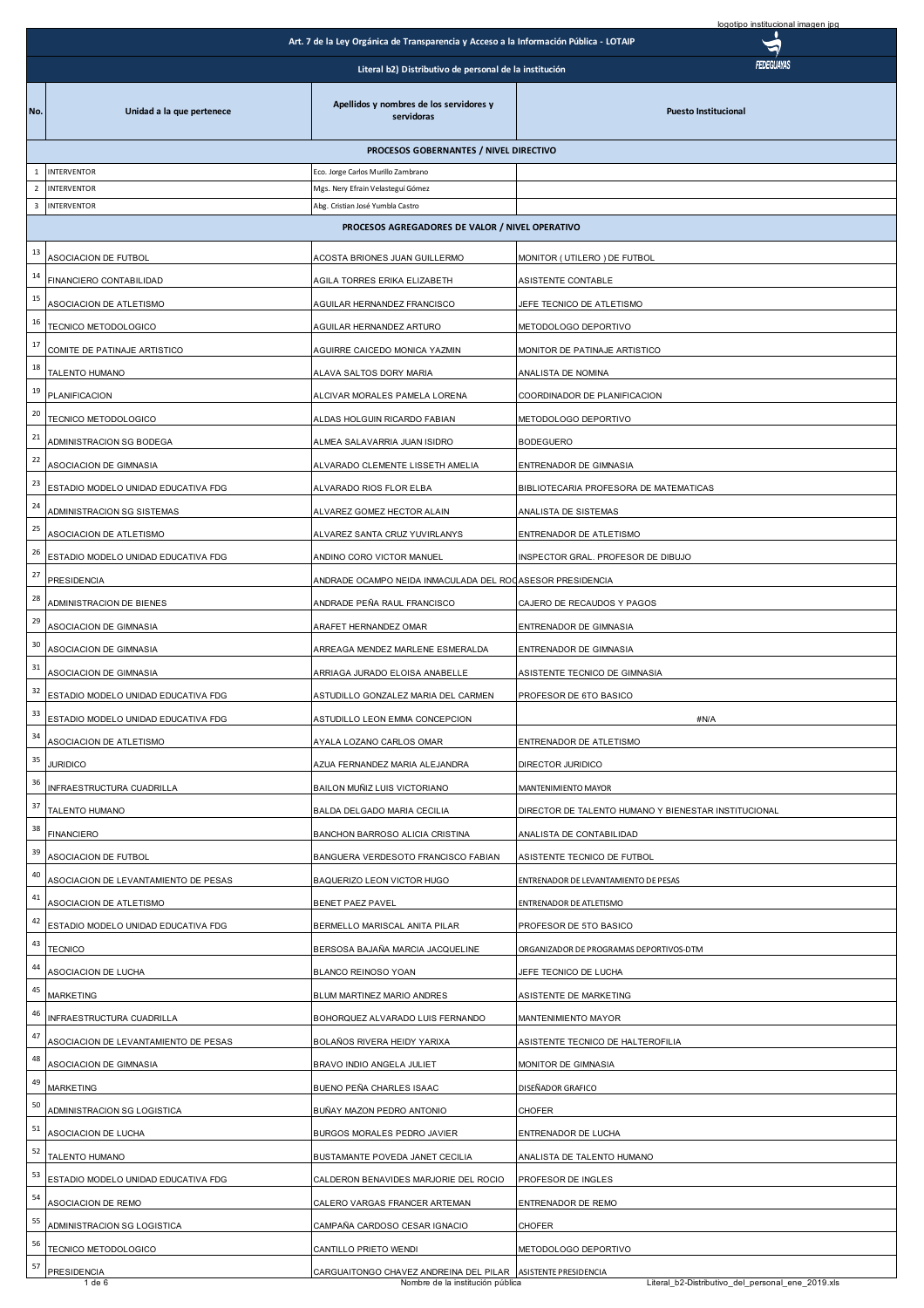Art. 7 de la Ley Orgánica de Transparencia y Acceso a la Información Pública - LOTAIP

Literal b2) Distributivo de personal de la institución

| No. | Unidad a la que pertenece | Apellidos y nombres de los servidores y servidoras | Puesto Institucional |
|---|---|---|---|
| | | **PROCESOS GOBERNANTES / NIVEL DIRECTIVO** | |
| 1 | INTERVENTOR | Eco. Jorge Carlos Murillo Zambrano | |
| 2 | INTERVENTOR | Mgs. Nery Efrain Velasteguí Gómez | |
| 3 | INTERVENTOR | Abg. Cristian José Yumbla Castro | |
| | | **PROCESOS AGREGADORES DE VALOR / NIVEL OPERATIVO** | |
| 13 | ASOCIACION DE FUTBOL | ACOSTA BRIONES JUAN GUILLERMO | MONITOR ( UTILERO ) DE FUTBOL |
| 14 | FINANCIERO CONTABILIDAD | AGILA TORRES ERIKA ELIZABETH | ASISTENTE CONTABLE |
| 15 | ASOCIACION DE ATLETISMO | AGUILAR HERNANDEZ FRANCISCO | JEFE TECNICO DE ATLETISMO |
| 16 | TECNICO METODOLOGICO | AGUILAR HERNANDEZ ARTURO | METODOLOGO DEPORTIVO |
| 17 | COMITE DE PATINAJE ARTISTICO | AGUIRRE CAICEDO MONICA YAZMIN | MONITOR DE PATINAJE ARTISTICO |
| 18 | TALENTO HUMANO | ALAVA SALTOS DORY MARIA | ANALISTA DE NOMINA |
| 19 | PLANIFICACION | ALCIVAR MORALES PAMELA LORENA | COORDINADOR DE PLANIFICACION |
| 20 | TECNICO METODOLOGICO | ALDAS HOLGUIN RICARDO FABIAN | METODOLOGO DEPORTIVO |
| 21 | ADMINISTRACION SG BODEGA | ALMEA SALAVARRIA JUAN ISIDRO | BODEGUERO |
| 22 | ASOCIACION DE GIMNASIA | ALVARADO CLEMENTE LISSETH AMELIA | ENTRENADOR DE GIMNASIA |
| 23 | ESTADIO MODELO UNIDAD EDUCATIVA FDG | ALVARADO RIOS FLOR ELBA | BIBLIOTECARIA PROFESORA DE MATEMATICAS |
| 24 | ADMINISTRACION SG SISTEMAS | ALVAREZ GOMEZ HECTOR ALAIN | ANALISTA DE SISTEMAS |
| 25 | ASOCIACION DE ATLETISMO | ALVAREZ SANTA CRUZ YUVIRLANYS | ENTRENADOR DE ATLETISMO |
| 26 | ESTADIO MODELO UNIDAD EDUCATIVA FDG | ANDINO CORO VICTOR MANUEL | INSPECTOR GRAL. PROFESOR DE DIBUJO |
| 27 | PRESIDENCIA | ANDRADE OCAMPO NEIDA INMACULADA DEL ROC | ASESOR PRESIDENCIA |
| 28 | ADMINISTRACION DE BIENES | ANDRADE PEÑA RAUL FRANCISCO | CAJERO DE RECAUDOS Y PAGOS |
| 29 | ASOCIACION DE GIMNASIA | ARAFET HERNANDEZ OMAR | ENTRENADOR DE GIMNASIA |
| 30 | ASOCIACION DE GIMNASIA | ARREAGA MENDEZ MARLENE ESMERALDA | ENTRENADOR DE GIMNASIA |
| 31 | ASOCIACION DE GIMNASIA | ARRIAGA JURADO ELOISA ANABELLE | ASISTENTE TECNICO DE GIMNASIA |
| 32 | ESTADIO MODELO UNIDAD EDUCATIVA FDG | ASTUDILLO GONZALEZ MARIA DEL CARMEN | PROFESOR DE 6TO BASICO |
| 33 | ESTADIO MODELO UNIDAD EDUCATIVA FDG | ASTUDILLO LEON EMMA CONCEPCION | #N/A |
| 34 | ASOCIACION DE ATLETISMO | AYALA LOZANO CARLOS OMAR | ENTRENADOR DE ATLETISMO |
| 35 | JURIDICO | AZUA FERNANDEZ MARIA ALEJANDRA | DIRECTOR JURIDICO |
| 36 | INFRAESTRUCTURA CUADRILLA | BAILON MUÑIZ LUIS VICTORIANO | MANTENIMIENTO MAYOR |
| 37 | TALENTO HUMANO | BALDA DELGADO MARIA CECILIA | DIRECTOR DE TALENTO HUMANO Y BIENESTAR INSTITUCIONAL |
| 38 | FINANCIERO | BANCHON BARROSO ALICIA CRISTINA | ANALISTA DE CONTABILIDAD |
| 39 | ASOCIACION DE FUTBOL | BANGUERA VERDESOTO FRANCISCO FABIAN | ASISTENTE TECNICO DE FUTBOL |
| 40 | ASOCIACION DE LEVANTAMIENTO DE PESAS | BAQUERIZO LEON VICTOR HUGO | ENTRENADOR DE LEVANTAMIENTO DE PESAS |
| 41 | ASOCIACION DE ATLETISMO | BENET PAEZ PAVEL | ENTRENADOR DE ATLETISMO |
| 42 | ESTADIO MODELO UNIDAD EDUCATIVA FDG | BERMELLO MARISCAL ANITA PILAR | PROFESOR DE 5TO BASICO |
| 43 | TECNICO | BERSOSA BAJAÑA MARCIA JACQUELINE | ORGANIZADOR DE PROGRAMAS DEPORTIVOS-DTM |
| 44 | ASOCIACION DE LUCHA | BLANCO REINOSO YOAN | JEFE TECNICO DE LUCHA |
| 45 | MARKETING | BLUM MARTINEZ MARIO ANDRES | ASISTENTE DE MARKETING |
| 46 | INFRAESTRUCTURA CUADRILLA | BOHORQUEZ ALVARADO LUIS FERNANDO | MANTENIMIENTO MAYOR |
| 47 | ASOCIACION DE LEVANTAMIENTO DE PESAS | BOLAÑOS RIVERA HEIDY YARIXA | ASISTENTE TECNICO DE HALTEROFILIA |
| 48 | ASOCIACION DE GIMNASIA | BRAVO INDIO ANGELA JULIET | MONITOR DE GIMNASIA |
| 49 | MARKETING | BUENO PEÑA CHARLES ISAAC | DISEÑADOR GRAFICO |
| 50 | ADMINISTRACION SG LOGISTICA | BUÑAY MAZON PEDRO ANTONIO | CHOFER |
| 51 | ASOCIACION DE LUCHA | BURGOS MORALES PEDRO JAVIER | ENTRENADOR DE LUCHA |
| 52 | TALENTO HUMANO | BUSTAMANTE POVEDA JANET CECILIA | ANALISTA DE TALENTO HUMANO |
| 53 | ESTADIO MODELO UNIDAD EDUCATIVA FDG | CALDERON BENAVIDES MARJORIE DEL ROCIO | PROFESOR DE INGLES |
| 54 | ASOCIACION DE REMO | CALERO VARGAS FRANCER ARTEMAN | ENTRENADOR DE REMO |
| 55 | ADMINISTRACION SG LOGISTICA | CAMPAÑA CARDOSO CESAR IGNACIO | CHOFER |
| 56 | TECNICO METODOLOGICO | CANTILLO PRIETO WENDI | METODOLOGO DEPORTIVO |
| 57 | PRESIDENCIA | CARGUAITONGO CHAVEZ ANDREINA DEL PILAR | ASISTENTE PRESIDENCIA |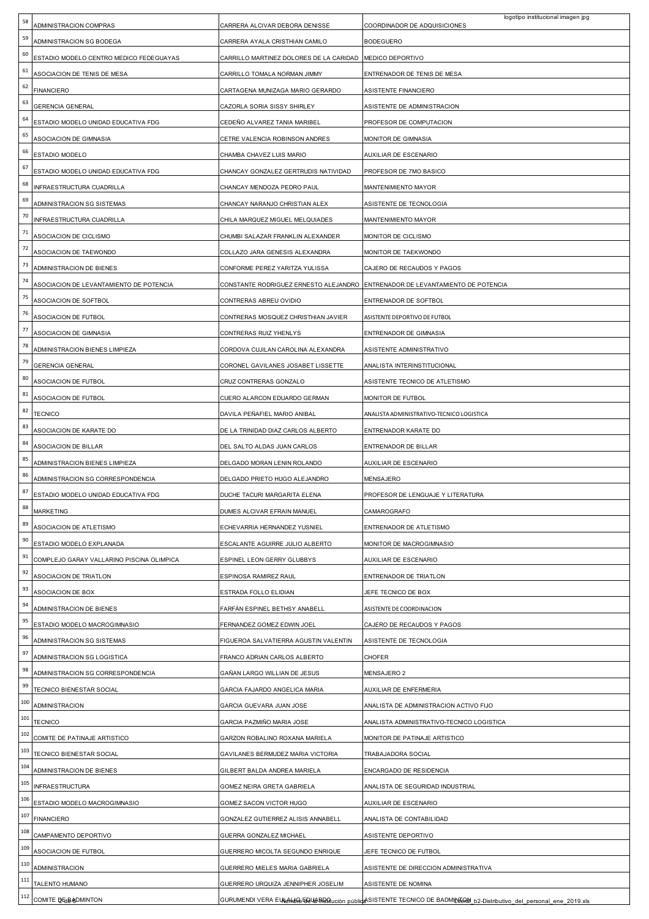| | | | |
|---|---|---|---|
| 58 | ADMINISTRACION COMPRAS | CARRERA ALCIVAR DEBORA DENISSE | COORDINADOR DE ADQUISICIONES |
| 59 | ADMINISTRACION SG BODEGA | CARRERA AYALA CRISTHIAN CAMILO | BODEGUERO |
| 60 | ESTADIO MODELO CENTRO MEDICO FEDEGUAYAS | CARRILLO MARTINEZ DOLORES DE LA CARIDAD | MEDICO DEPORTIVO |
| 61 | ASOCIACION DE TENIS DE MESA | CARRILLO TOMALA NORMAN JIMMY | ENTRENADOR DE TENIS DE MESA |
| 62 | FINANCIERO | CARTAGENA MUNIZAGA MARIO GERARDO | ASISTENTE FINANCIERO |
| 63 | GERENCIA GENERAL | CAZORLA SORIA SISSY SHIRLEY | ASISTENTE DE ADMINISTRACION |
| 64 | ESTADIO MODELO UNIDAD EDUCATIVA FDG | CEDEÑO ALVAREZ TANIA MARIBEL | PROFESOR DE COMPUTACION |
| 65 | ASOCIACION DE GIMNASIA | CETRE VALENCIA ROBINSON ANDRES | MONITOR DE GIMNASIA |
| 66 | ESTADIO MODELO | CHAMBA CHAVEZ LUIS MARIO | AUXILIAR DE ESCENARIO |
| 67 | ESTADIO MODELO UNIDAD EDUCATIVA FDG | CHANCAY GONZALEZ GERTRUDIS NATIVIDAD | PROFESOR DE 7MO BASICO |
| 68 | INFRAESTRUCTURA CUADRILLA | CHANCAY MENDOZA PEDRO PAUL | MANTENIMIENTO MAYOR |
| 69 | ADMINISTRACION SG SISTEMAS | CHANCAY NARANJO CHRISTIAN ALEX | ASISTENTE DE TECNOLOGIA |
| 70 | INFRAESTRUCTURA CUADRILLA | CHILA MARQUEZ MIGUEL MELQUIADES | MANTENIMIENTO MAYOR |
| 71 | ASOCIACION DE CICLISMO | CHUMBI SALAZAR FRANKLIN ALEXANDER | MONITOR DE CICLISMO |
| 72 | ASOCIACION DE TAEWONDO | COLLAZO JARA GENESIS ALEXANDRA | MONITOR DE TAEKWONDO |
| 73 | ADMINISTRACION DE BIENES | CONFORME PEREZ YARITZA YULISSA | CAJERO DE RECAUDOS Y PAGOS |
| 74 | ASOCIACION DE LEVANTAMIENTO DE POTENCIA | CONSTANTE RODRIGUEZ ERNESTO ALEJANDRO | ENTRENADOR DE LEVANTAMIENTO DE POTENCIA |
| 75 | ASOCIACION DE SOFTBOL | CONTRERAS ABREU OVIDIO | ENTRENADOR DE SOFTBOL |
| 76 | ASOCIACION DE FUTBOL | CONTRERAS MOSQUEZ CHRISTHIAN JAVIER | ASISTENTE DEPORTIVO DE FUTBOL |
| 77 | ASOCIACION DE GIMNASIA | CONTRERAS RUIZ YHENLYS | ENTRENADOR DE GIMNASIA |
| 78 | ADMINISTRACION BIENES LIMPIEZA | CORDOVA CUJILAN CAROLINA ALEXANDRA | ASISTENTE ADMINISTRATIVO |
| 79 | GERENCIA GENERAL | CORONEL GAVILANES JOSABET LISSETTE | ANALISTA INTERINSTITUCIONAL |
| 80 | ASOCIACION DE FUTBOL | CRUZ CONTRERAS GONZALO | ASISTENTE TECNICO DE ATLETISMO |
| 81 | ASOCIACION DE FUTBOL | CUERO ALARCON EDUARDO GERMAN | MONITOR DE FUTBOL |
| 82 | TECNICO | DAVILA PEÑAFIEL MARIO ANIBAL | ANALISTA ADMINISTRATIVO-TECNICO LOGISTICA |
| 83 | ASOCIACION DE KARATE DO | DE LA TRINIDAD DIAZ CARLOS ALBERTO | ENTRENADOR KARATE DO |
| 84 | ASOCIACION DE BILLAR | DEL SALTO ALDAS JUAN CARLOS | ENTRENADOR DE BILLAR |
| 85 | ADMINISTRACION BIENES LIMPIEZA | DELGADO MORAN LENIN ROLANDO | AUXILIAR DE ESCENARIO |
| 86 | ADMINISTRACION SG CORRESPONDENCIA | DELGADO PRIETO HUGO ALEJANDRO | MENSAJERO |
| 87 | ESTADIO MODELO UNIDAD EDUCATIVA FDG | DUCHE TACURI MARGARITA ELENA | PROFESOR DE LENGUAJE Y LITERATURA |
| 88 | MARKETING | DUMES ALCIVAR EFRAIN MANUEL | CAMAROGRAFO |
| 89 | ASOCIACION DE ATLETISMO | ECHEVARRIA HERNANDEZ YUSNIEL | ENTRENADOR DE ATLETISMO |
| 90 | ESTADIO MODELO EXPLANADA | ESCALANTE AGUIRRE JULIO ALBERTO | MONITOR DE MACROGIMNASIO |
| 91 | COMPLEJO GARAY VALLARINO PISCINA OLIMPICA | ESPINEL LEON GERRY GLUBBYS | AUXILIAR DE ESCENARIO |
| 92 | ASOCIACION DE TRIATLON | ESPINOSA RAMIREZ RAUL | ENTRENADOR DE TRIATLON |
| 93 | ASOCIACION DE BOX | ESTRADA FOLLO ELIDIAN | JEFE TECNICO DE BOX |
| 94 | ADMINISTRACION DE BIENES | FARFÁN ESPINEL BETHSY ANABELL | ASISTENTE DE COORDINACION |
| 95 | ESTADIO MODELO MACROGIMNASIO | FERNANDEZ GOMEZ EDWIN JOEL | CAJERO DE RECAUDOS Y PAGOS |
| 96 | ADMINISTRACION SG SISTEMAS | FIGUEROA SALVATIERRA AGUSTIN VALENTIN | ASISTENTE DE TECNOLOGIA |
| 97 | ADMINISTRACION SG LOGISTICA | FRANCO ADRIAN CARLOS ALBERTO | CHOFER |
| 98 | ADMINISTRACION SG CORRESPONDENCIA | GAÑAN LARGO WILLIAN DE JESUS | MENSAJERO 2 |
| 99 | TECNICO BIENESTAR SOCIAL | GARCIA FAJARDO ANGELICA MARIA | AUXILIAR DE ENFERMERIA |
| 100 | ADMINISTRACION | GARCIA GUEVARA JUAN JOSE | ANALISTA DE ADMINISTRACION ACTIVO FIJO |
| 101 | TECNICO | GARCIA PAZMIÑO MARIA JOSE | ANALISTA ADMINISTRATIVO-TECNICO LOGISTICA |
| 102 | COMITE DE PATINAJE ARTISTICO | GARZON ROBALINO ROXANA MARIELA | MONITOR DE PATINAJE ARTISTICO |
| 103 | TECNICO BIENESTAR SOCIAL | GAVILANES BERMUDEZ MARIA VICTORIA | TRABAJADORA SOCIAL |
| 104 | ADMINISTRACION DE BIENES | GILBERT BALDA ANDREA MARIELA | ENCARGADO DE RESIDENCIA |
| 105 | INFRAESTRUCTURA | GOMEZ NEIRA GRETA GABRIELA | ANALISTA DE SEGURIDAD INDUSTRIAL |
| 106 | ESTADIO MODELO MACROGIMNASIO | GOMEZ SACON VICTOR HUGO | AUXILIAR DE ESCENARIO |
| 107 | FINANCIERO | GONZALEZ GUTIERREZ ALISIS ANNABELL | ANALISTA DE CONTABILIDAD |
| 108 | CAMPAMENTO DEPORTIVO | GUERRA GONZALEZ MICHAEL | ASISTENTE DEPORTIVO |
| 109 | ASOCIACION DE FUTBOL | GUERRERO MICOLTA SEGUNDO ENRIQUE | JEFE TECNICO DE FUTBOL |
| 110 | ADMINISTRACION | GUERRERO MIELES MARIA GABRIELA | ASISTENTE DE DIRECCION ADMINISTRATIVA |
| 111 | TALENTO HUMANO | GUERRERO URQUIZA JENNIPHER JOSELIM | ASISTENTE DE NOMINA |
| 112 | COMITE DE BADMINTON | GURUMENDI VERA EULALIO EDUARDO | ASISTENTE TECNICO DE BADMINTON |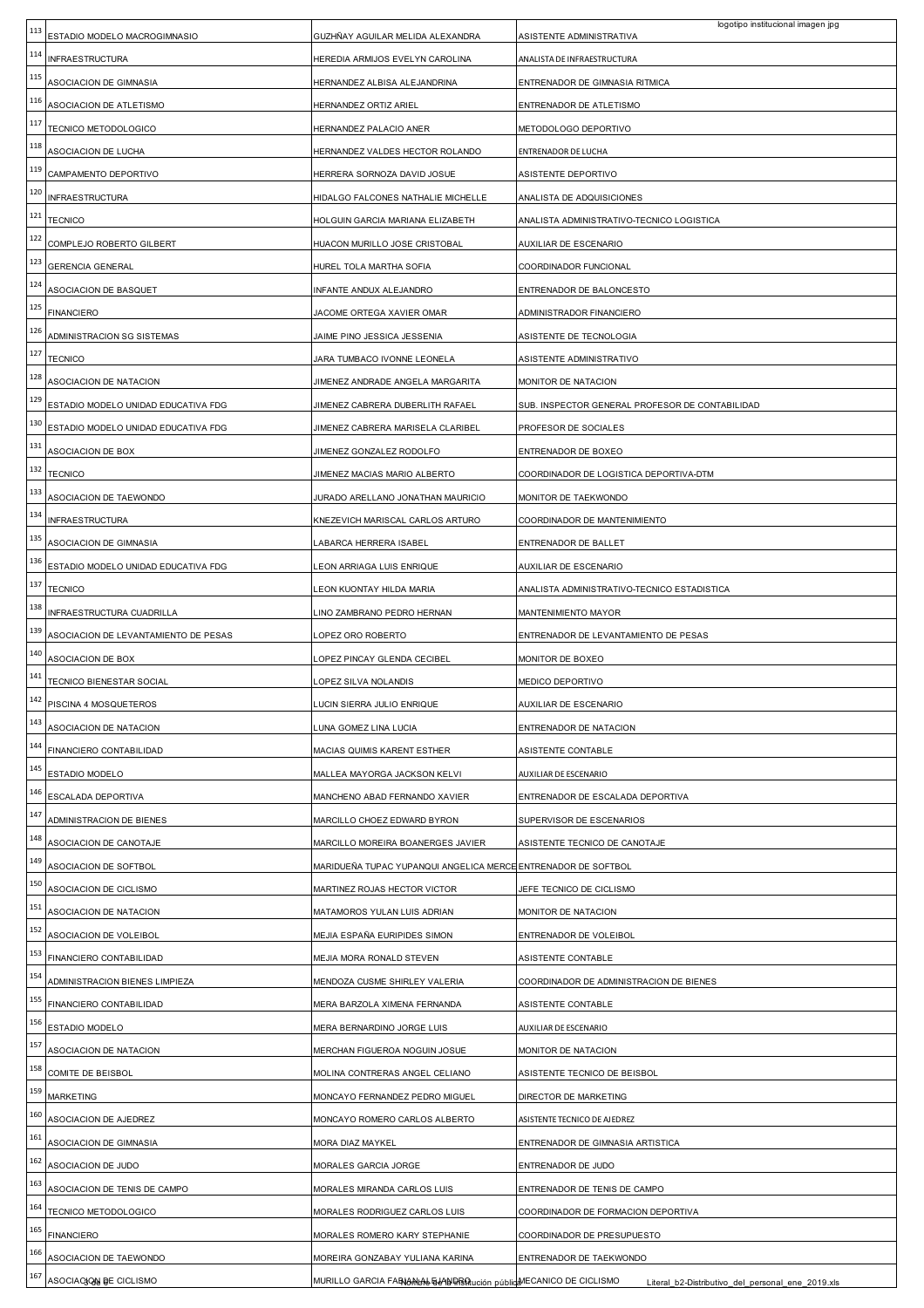| | | | |
|---|---|---|---|
| 113 | ESTADIO MODELO MACROGIMNASIO | GUZHÑAY AGUILAR MELIDA ALEXANDRA | ASISTENTE ADMINISTRATIVA |
| 114 | INFRAESTRUCTURA | HEREDIA ARMIJOS EVELYN CAROLINA | ANALISTA DE INFRAESTRUCTURA |
| 115 | ASOCIACION DE GIMNASIA | HERNANDEZ ALBISA ALEJANDRINA | ENTRENADOR DE GIMNASIA RITMICA |
| 116 | ASOCIACION DE ATLETISMO | HERNANDEZ ORTIZ ARIEL | ENTRENADOR DE ATLETISMO |
| 117 | TECNICO METODOLOGICO | HERNANDEZ PALACIO ANER | METODOLOGO DEPORTIVO |
| 118 | ASOCIACION DE LUCHA | HERNANDEZ VALDES HECTOR ROLANDO | ENTRENADOR DE LUCHA |
| 119 | CAMPAMENTO DEPORTIVO | HERRERA SORNOZA DAVID JOSUE | ASISTENTE DEPORTIVO |
| 120 | INFRAESTRUCTURA | HIDALGO FALCONES NATHALIE MICHELLE | ANALISTA DE ADQUISICIONES |
| 121 | TECNICO | HOLGUIN GARCIA MARIANA ELIZABETH | ANALISTA ADMINISTRATIVO-TECNICO LOGISTICA |
| 122 | COMPLEJO ROBERTO GILBERT | HUACON MURILLO JOSE CRISTOBAL | AUXILIAR DE ESCENARIO |
| 123 | GERENCIA GENERAL | HUREL TOLA MARTHA SOFIA | COORDINADOR FUNCIONAL |
| 124 | ASOCIACION DE BASQUET | INFANTE ANDUX ALEJANDRO | ENTRENADOR DE BALONCESTO |
| 125 | FINANCIERO | JACOME ORTEGA XAVIER OMAR | ADMINISTRADOR FINANCIERO |
| 126 | ADMINISTRACION SG SISTEMAS | JAIME PINO JESSICA JESSENIA | ASISTENTE DE TECNOLOGIA |
| 127 | TECNICO | JARA TUMBACO IVONNE LEONELA | ASISTENTE ADMINISTRATIVO |
| 128 | ASOCIACION DE NATACION | JIMENEZ ANDRADE ANGELA MARGARITA | MONITOR DE NATACION |
| 129 | ESTADIO MODELO UNIDAD EDUCATIVA FDG | JIMENEZ CABRERA DUBERLITH RAFAEL | SUB. INSPECTOR GENERAL PROFESOR DE CONTABILIDAD |
| 130 | ESTADIO MODELO UNIDAD EDUCATIVA FDG | JIMENEZ CABRERA MARISELA CLARIBEL | PROFESOR DE SOCIALES |
| 131 | ASOCIACION DE BOX | JIMENEZ GONZALEZ RODOLFO | ENTRENADOR DE BOXEO |
| 132 | TECNICO | JIMENEZ MACIAS MARIO ALBERTO | COORDINADOR DE LOGISTICA DEPORTIVA-DTM |
| 133 | ASOCIACION DE TAEWONDO | JURADO ARELLANO JONATHAN MAURICIO | MONITOR DE TAEKWONDO |
| 134 | INFRAESTRUCTURA | KNEZEVICH MARISCAL CARLOS ARTURO | COORDINADOR DE MANTENIMIENTO |
| 135 | ASOCIACION DE GIMNASIA | LABARCA HERRERA ISABEL | ENTRENADOR DE BALLET |
| 136 | ESTADIO MODELO UNIDAD EDUCATIVA FDG | LEON ARRIAGA LUIS ENRIQUE | AUXILIAR DE ESCENARIO |
| 137 | TECNICO | LEON KUONTAY HILDA MARIA | ANALISTA ADMINISTRATIVO-TECNICO ESTADISTICA |
| 138 | INFRAESTRUCTURA CUADRILLA | LINO ZAMBRANO PEDRO HERNAN | MANTENIMIENTO MAYOR |
| 139 | ASOCIACION DE LEVANTAMIENTO DE PESAS | LOPEZ ORO ROBERTO | ENTRENADOR DE LEVANTAMIENTO DE PESAS |
| 140 | ASOCIACION DE BOX | LOPEZ PINCAY GLENDA CECIBEL | MONITOR DE BOXEO |
| 141 | TECNICO BIENESTAR SOCIAL | LOPEZ SILVA NOLANDIS | MEDICO DEPORTIVO |
| 142 | PISCINA 4 MOSQUETEROS | LUCIN SIERRA JULIO ENRIQUE | AUXILIAR DE ESCENARIO |
| 143 | ASOCIACION DE NATACION | LUNA GOMEZ LINA LUCIA | ENTRENADOR DE NATACION |
| 144 | FINANCIERO CONTABILIDAD | MACIAS QUIMIS KARENT ESTHER | ASISTENTE CONTABLE |
| 145 | ESTADIO MODELO | MALLEA MAYORGA JACKSON KELVI | AUXILIAR DE ESCENARIO |
| 146 | ESCALADA DEPORTIVA | MANCHENO ABAD FERNANDO XAVIER | ENTRENADOR DE ESCALADA DEPORTIVA |
| 147 | ADMINISTRACION DE BIENES | MARCILLO CHOEZ EDWARD BYRON | SUPERVISOR DE ESCENARIOS |
| 148 | ASOCIACION DE CANOTAJE | MARCILLO MOREIRA BOANERGES JAVIER | ASISTENTE TECNICO DE CANOTAJE |
| 149 | ASOCIACION DE SOFTBOL | MARIDUEÑA TUPAC YUPANQUI ANGELICA MERCE | ENTRENADOR DE SOFTBOL |
| 150 | ASOCIACION DE CICLISMO | MARTINEZ ROJAS HECTOR VICTOR | JEFE TECNICO DE CICLISMO |
| 151 | ASOCIACION DE NATACION | MATAMOROS YULAN LUIS ADRIAN | MONITOR DE NATACION |
| 152 | ASOCIACION DE VOLEIBOL | MEJIA ESPAÑA EURIPIDES SIMON | ENTRENADOR DE VOLEIBOL |
| 153 | FINANCIERO CONTABILIDAD | MEJIA MORA RONALD STEVEN | ASISTENTE CONTABLE |
| 154 | ADMINISTRACION BIENES LIMPIEZA | MENDOZA CUSME SHIRLEY VALERIA | COORDINADOR DE ADMINISTRACION DE BIENES |
| 155 | FINANCIERO CONTABILIDAD | MERA BARZOLA XIMENA FERNANDA | ASISTENTE CONTABLE |
| 156 | ESTADIO MODELO | MERA BERNARDINO JORGE LUIS | AUXILIAR DE ESCENARIO |
| 157 | ASOCIACION DE NATACION | MERCHAN FIGUEROA NOGUIN JOSUE | MONITOR DE NATACION |
| 158 | COMITE DE BEISBOL | MOLINA CONTRERAS ANGEL CELIANO | ASISTENTE TECNICO DE BEISBOL |
| 159 | MARKETING | MONCAYO FERNANDEZ PEDRO MIGUEL | DIRECTOR DE MARKETING |
| 160 | ASOCIACION DE AJEDREZ | MONCAYO ROMERO CARLOS ALBERTO | ASISTENTE TECNICO DE AJEDREZ |
| 161 | ASOCIACION DE GIMNASIA | MORA DIAZ MAYKEL | ENTRENADOR DE GIMNASIA ARTISTICA |
| 162 | ASOCIACION DE JUDO | MORALES GARCIA JORGE | ENTRENADOR DE JUDO |
| 163 | ASOCIACION DE TENIS DE CAMPO | MORALES MIRANDA CARLOS LUIS | ENTRENADOR DE TENIS DE CAMPO |
| 164 | TECNICO METODOLOGICO | MORALES RODRIGUEZ CARLOS LUIS | COORDINADOR DE FORMACION DEPORTIVA |
| 165 | FINANCIERO | MORALES ROMERO KARY STEPHANIE | COORDINADOR DE PRESUPUESTO |
| 166 | ASOCIACION DE TAEWONDO | MOREIRA GONZABAY YULIANA KARINA | ENTRENADOR DE TAEKWONDO |
| 167 | ASOCIACION DE CICLISMO | MURILLO GARCIA FABIAN ALEJANDRO | MECANICO DE CICLISMO |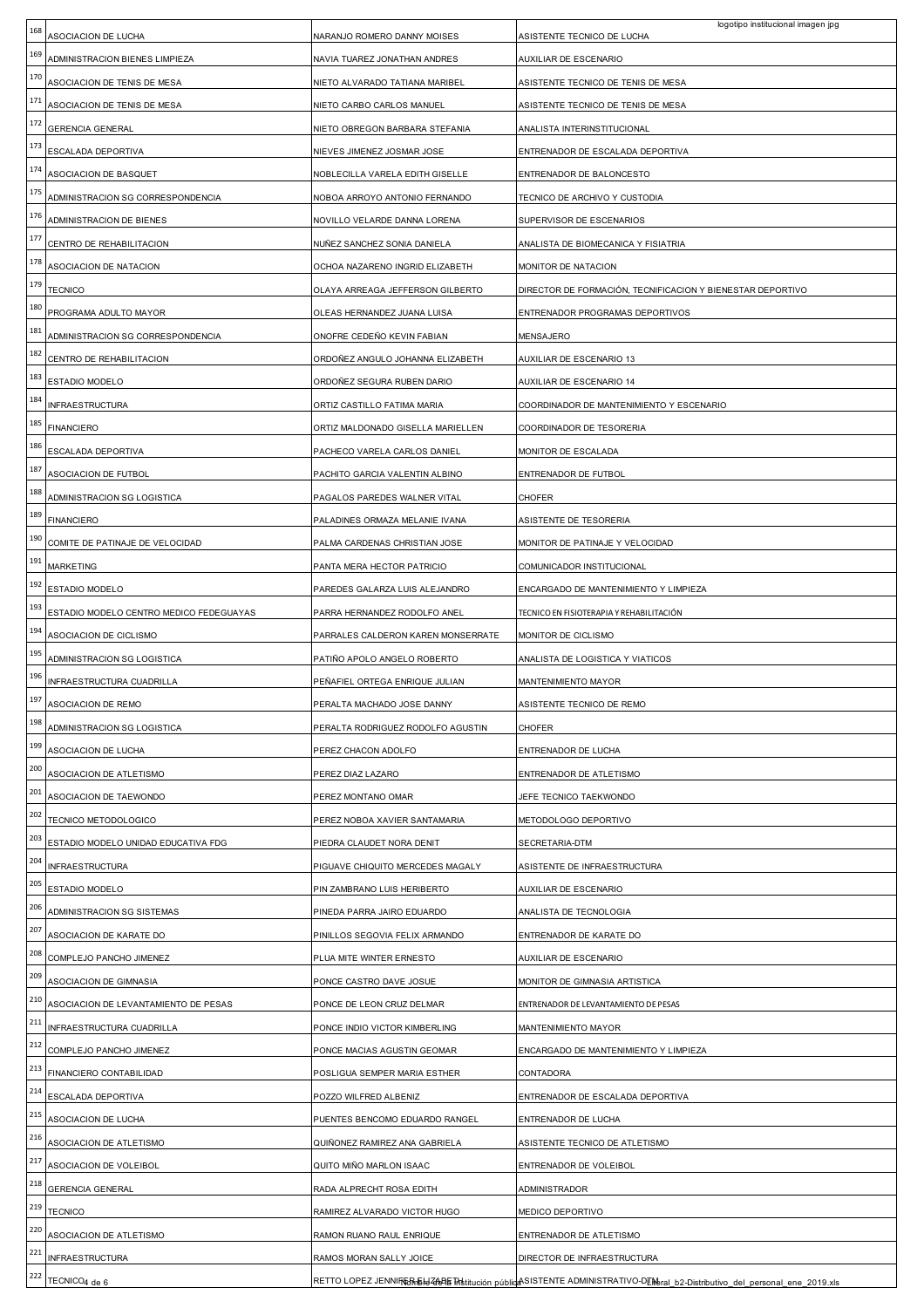| | | | |
|---|---|---|---|
| 168 | ASOCIACION DE LUCHA | NARANJO ROMERO DANNY MOISES | ASISTENTE TECNICO DE LUCHA |
| 169 | ADMINISTRACION BIENES LIMPIEZA | NAVIA TUAREZ JONATHAN ANDRES | AUXILIAR DE ESCENARIO |
| 170 | ASOCIACION DE TENIS DE MESA | NIETO ALVARADO TATIANA MARIBEL | ASISTENTE TECNICO DE TENIS DE MESA |
| 171 | ASOCIACION DE TENIS DE MESA | NIETO CARBO CARLOS MANUEL | ASISTENTE TECNICO DE TENIS DE MESA |
| 172 | GERENCIA GENERAL | NIETO OBREGON BARBARA STEFANIA | ANALISTA INTERINSTITUCIONAL |
| 173 | ESCALADA DEPORTIVA | NIEVES JIMENEZ JOSMAR JOSE | ENTRENADOR DE ESCALADA DEPORTIVA |
| 174 | ASOCIACION DE BASQUET | NOBLECILLA VARELA EDITH GISELLE | ENTRENADOR DE BALONCESTO |
| 175 | ADMINISTRACION SG CORRESPONDENCIA | NOBOA ARROYO ANTONIO FERNANDO | TECNICO DE ARCHIVO Y CUSTODIA |
| 176 | ADMINISTRACION DE BIENES | NOVILLO VELARDE DANNA LORENA | SUPERVISOR DE ESCENARIOS |
| 177 | CENTRO DE REHABILITACION | NUÑEZ SANCHEZ SONIA DANIELA | ANALISTA DE BIOMECANICA Y FISIATRIA |
| 178 | ASOCIACION DE NATACION | OCHOA NAZARENO INGRID ELIZABETH | MONITOR DE NATACION |
| 179 | TECNICO | OLAYA ARREAGA JEFFERSON GILBERTO | DIRECTOR DE FORMACIÓN, TECNIFICACION Y BIENESTAR DEPORTIVO |
| 180 | PROGRAMA ADULTO MAYOR | OLEAS HERNANDEZ JUANA LUISA | ENTRENADOR PROGRAMAS DEPORTIVOS |
| 181 | ADMINISTRACION SG CORRESPONDENCIA | ONOFRE CEDEÑO KEVIN FABIAN | MENSAJERO |
| 182 | CENTRO DE REHABILITACION | ORDOÑEZ ANGULO JOHANNA ELIZABETH | AUXILIAR DE ESCENARIO 13 |
| 183 | ESTADIO MODELO | ORDOÑEZ SEGURA RUBEN DARIO | AUXILIAR DE ESCENARIO 14 |
| 184 | INFRAESTRUCTURA | ORTIZ CASTILLO FATIMA MARIA | COORDINADOR DE MANTENIMIENTO Y ESCENARIO |
| 185 | FINANCIERO | ORTIZ MALDONADO GISELLA MARIELLEN | COORDINADOR DE TESORERIA |
| 186 | ESCALADA DEPORTIVA | PACHECO VARELA CARLOS DANIEL | MONITOR DE ESCALADA |
| 187 | ASOCIACION DE FUTBOL | PACHITO GARCIA VALENTIN ALBINO | ENTRENADOR DE FUTBOL |
| 188 | ADMINISTRACION SG LOGISTICA | PAGALOS PAREDES WALNER VITAL | CHOFER |
| 189 | FINANCIERO | PALADINES ORMAZA MELANIE IVANA | ASISTENTE DE TESORERIA |
| 190 | COMITE DE PATINAJE DE VELOCIDAD | PALMA CARDENAS CHRISTIAN JOSE | MONITOR DE PATINAJE Y VELOCIDAD |
| 191 | MARKETING | PANTA MERA HECTOR PATRICIO | COMUNICADOR INSTITUCIONAL |
| 192 | ESTADIO MODELO | PAREDES GALARZA LUIS ALEJANDRO | ENCARGADO DE MANTENIMIENTO Y LIMPIEZA |
| 193 | ESTADIO MODELO CENTRO MEDICO FEDEGUAYAS | PARRA HERNANDEZ RODOLFO ANEL | TECNICO EN FISIOTERAPIA Y REHABILITACIÓN |
| 194 | ASOCIACION DE CICLISMO | PARRALES CALDERON KAREN MONSERRATE | MONITOR DE CICLISMO |
| 195 | ADMINISTRACION SG LOGISTICA | PATIÑO APOLO ANGELO ROBERTO | ANALISTA DE LOGISTICA Y VIATICOS |
| 196 | INFRAESTRUCTURA CUADRILLA | PEÑAFIEL ORTEGA ENRIQUE JULIAN | MANTENIMIENTO MAYOR |
| 197 | ASOCIACION DE REMO | PERALTA MACHADO JOSE DANNY | ASISTENTE TECNICO DE REMO |
| 198 | ADMINISTRACION SG LOGISTICA | PERALTA RODRIGUEZ RODOLFO AGUSTIN | CHOFER |
| 199 | ASOCIACION DE LUCHA | PEREZ CHACON ADOLFO | ENTRENADOR DE LUCHA |
| 200 | ASOCIACION DE ATLETISMO | PEREZ DIAZ LAZARO | ENTRENADOR DE ATLETISMO |
| 201 | ASOCIACION DE TAEWONDO | PEREZ MONTANO OMAR | JEFE TECNICO TAEKWONDO |
| 202 | TECNICO METODOLOGICO | PEREZ NOBOA XAVIER SANTAMARIA | METODOLOGO DEPORTIVO |
| 203 | ESTADIO MODELO UNIDAD EDUCATIVA FDG | PIEDRA CLAUDET NORA DENIT | SECRETARIA-DTM |
| 204 | INFRAESTRUCTURA | PIGUAVE CHIQUITO MERCEDES MAGALY | ASISTENTE DE INFRAESTRUCTURA |
| 205 | ESTADIO MODELO | PIN ZAMBRANO LUIS HERIBERTO | AUXILIAR DE ESCENARIO |
| 206 | ADMINISTRACION SG SISTEMAS | PINEDA PARRA JAIRO EDUARDO | ANALISTA DE TECNOLOGIA |
| 207 | ASOCIACION DE KARATE DO | PINILLOS SEGOVIA FELIX ARMANDO | ENTRENADOR DE KARATE DO |
| 208 | COMPLEJO PANCHO JIMENEZ | PLUA MITE WINTER ERNESTO | AUXILIAR DE ESCENARIO |
| 209 | ASOCIACION DE GIMNASIA | PONCE CASTRO DAVE JOSUE | MONITOR DE GIMNASIA ARTISTICA |
| 210 | ASOCIACION DE LEVANTAMIENTO DE PESAS | PONCE DE LEON CRUZ DELMAR | ENTRENADOR DE LEVANTAMIENTO DE PESAS |
| 211 | INFRAESTRUCTURA CUADRILLA | PONCE INDIO VICTOR KIMBERLING | MANTENIMIENTO MAYOR |
| 212 | COMPLEJO PANCHO JIMENEZ | PONCE MACIAS AGUSTIN GEOMAR | ENCARGADO DE MANTENIMIENTO Y LIMPIEZA |
| 213 | FINANCIERO CONTABILIDAD | POSLIGUA SEMPER MARIA ESTHER | CONTADORA |
| 214 | ESCALADA DEPORTIVA | POZZO WILFRED ALBENIZ | ENTRENADOR DE ESCALADA DEPORTIVA |
| 215 | ASOCIACION DE LUCHA | PUENTES BENCOMO EDUARDO RANGEL | ENTRENADOR DE LUCHA |
| 216 | ASOCIACION DE ATLETISMO | QUIÑONEZ RAMIREZ ANA GABRIELA | ASISTENTE TECNICO DE ATLETISMO |
| 217 | ASOCIACION DE VOLEIBOL | QUITO MIÑO MARLON ISAAC | ENTRENADOR DE VOLEIBOL |
| 218 | GERENCIA GENERAL | RADA ALPRECHT ROSA EDITH | ADMINISTRADOR |
| 219 | TECNICO | RAMIREZ ALVARADO VICTOR HUGO | MEDICO DEPORTIVO |
| 220 | ASOCIACION DE ATLETISMO | RAMON RUANO RAUL ENRIQUE | ENTRENADOR DE ATLETISMO |
| 221 | INFRAESTRUCTURA | RAMOS MORAN SALLY JOICE | DIRECTOR DE INFRAESTRUCTURA |
| 222 | TECNICO | RETTO LOPEZ JENNIFER ELIZABETH | ASISTENTE ADMINISTRATIVO-DTM |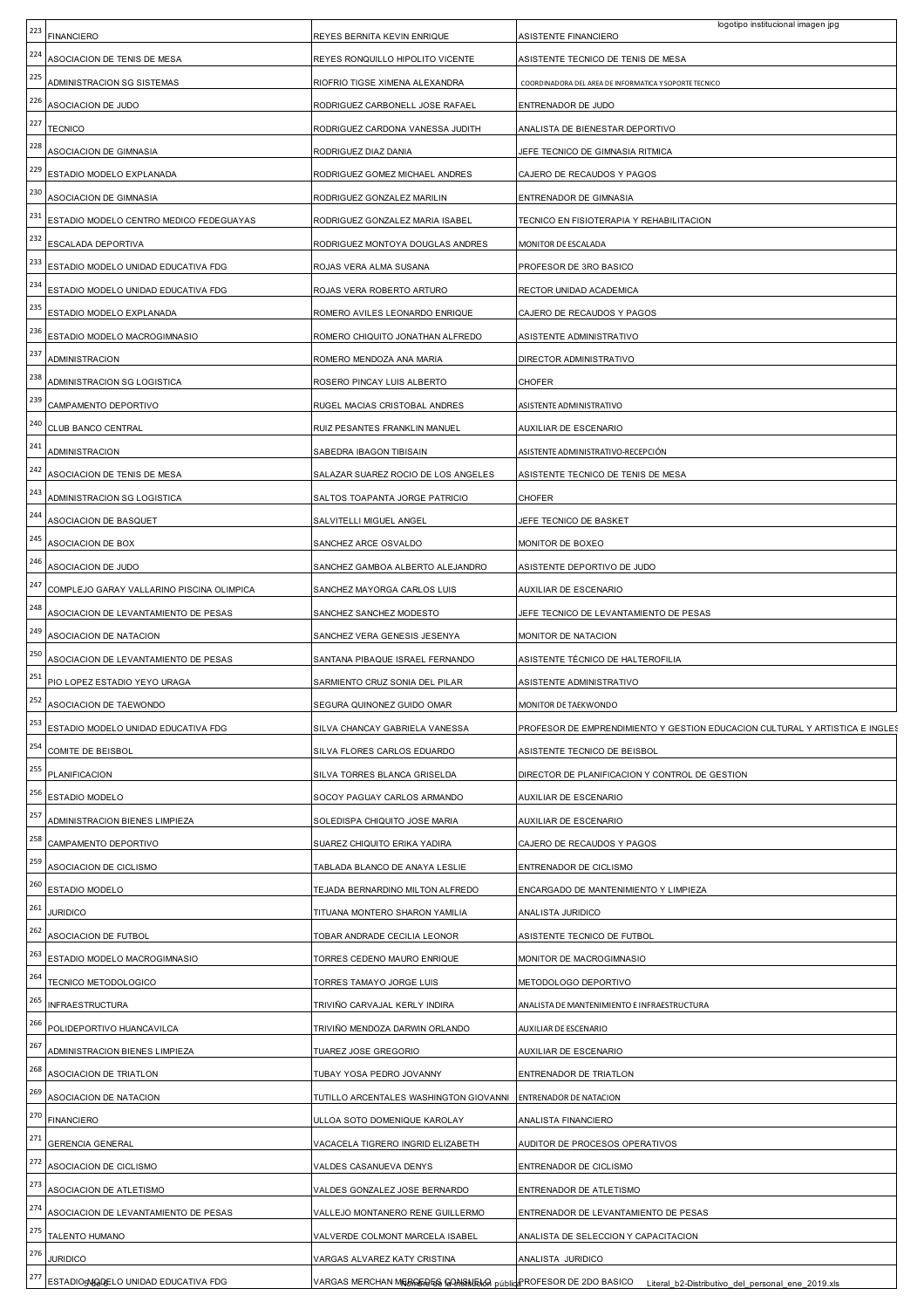| | | | |
|---|---|---|---|
| 223 | FINANCIERO | REYES BERNITA KEVIN ENRIQUE | ASISTENTE FINANCIERO |
| 224 | ASOCIACION DE TENIS DE MESA | REYES RONQUILLO HIPOLITO VICENTE | ASISTENTE TECNICO DE TENIS DE MESA |
| 225 | ADMINISTRACION SG SISTEMAS | RIOFRIO TIGSE XIMENA ALEXANDRA | COORDINADORA DEL AREA DE INFORMATICA Y SOPORTE TECNICO |
| 226 | ASOCIACION DE JUDO | RODRIGUEZ CARBONELL JOSE RAFAEL | ENTRENADOR DE JUDO |
| 227 | TECNICO | RODRIGUEZ CARDONA VANESSA JUDITH | ANALISTA DE BIENESTAR DEPORTIVO |
| 228 | ASOCIACION DE GIMNASIA | RODRIGUEZ DIAZ DANIA | JEFE TECNICO DE GIMNASIA RITMICA |
| 229 | ESTADIO MODELO EXPLANADA | RODRIGUEZ GOMEZ MICHAEL ANDRES | CAJERO DE RECAUDOS Y PAGOS |
| 230 | ASOCIACION DE GIMNASIA | RODRIGUEZ GONZALEZ MARILIN | ENTRENADOR DE GIMNASIA |
| 231 | ESTADIO MODELO CENTRO MEDICO FEDEGUAYAS | RODRIGUEZ GONZALEZ MARIA ISABEL | TECNICO EN FISIOTERAPIA Y REHABILITACION |
| 232 | ESCALADA DEPORTIVA | RODRIGUEZ MONTOYA DOUGLAS ANDRES | MONITOR DE ESCALADA |
| 233 | ESTADIO MODELO UNIDAD EDUCATIVA FDG | ROJAS VERA ALMA SUSANA | PROFESOR DE 3RO BASICO |
| 234 | ESTADIO MODELO UNIDAD EDUCATIVA FDG | ROJAS VERA ROBERTO ARTURO | RECTOR UNIDAD ACADEMICA |
| 235 | ESTADIO MODELO EXPLANADA | ROMERO AVILES LEONARDO ENRIQUE | CAJERO DE RECAUDOS Y PAGOS |
| 236 | ESTADIO MODELO MACROGIMNASIO | ROMERO CHIQUITO JONATHAN ALFREDO | ASISTENTE ADMINISTRATIVO |
| 237 | ADMINISTRACION | ROMERO MENDOZA ANA MARIA | DIRECTOR ADMINISTRATIVO |
| 238 | ADMINISTRACION SG LOGISTICA | ROSERO PINCAY LUIS ALBERTO | CHOFER |
| 239 | CAMPAMENTO DEPORTIVO | RUGEL MACIAS CRISTOBAL ANDRES | ASISTENTE ADMINISTRATIVO |
| 240 | CLUB BANCO CENTRAL | RUIZ PESANTES FRANKLIN MANUEL | AUXILIAR DE ESCENARIO |
| 241 | ADMINISTRACION | SABEDRA IBAGON TIBISAIN | ASISTENTE ADMINISTRATIVO-RECEPCIÓN |
| 242 | ASOCIACION DE TENIS DE MESA | SALAZAR SUAREZ ROCIO DE LOS ANGELES | ASISTENTE TECNICO DE TENIS DE MESA |
| 243 | ADMINISTRACION SG LOGISTICA | SALTOS TOAPANTA JORGE PATRICIO | CHOFER |
| 244 | ASOCIACION DE BASQUET | SALVITELLI MIGUEL ANGEL | JEFE TECNICO DE BASKET |
| 245 | ASOCIACION DE BOX | SANCHEZ ARCE OSVALDO | MONITOR DE BOXEO |
| 246 | ASOCIACION DE JUDO | SANCHEZ GAMBOA ALBERTO ALEJANDRO | ASISTENTE DEPORTIVO DE JUDO |
| 247 | COMPLEJO GARAY VALLARINO PISCINA OLIMPICA | SANCHEZ MAYORGA CARLOS LUIS | AUXILIAR DE ESCENARIO |
| 248 | ASOCIACION DE LEVANTAMIENTO DE PESAS | SANCHEZ SANCHEZ MODESTO | JEFE TECNICO DE LEVANTAMIENTO DE PESAS |
| 249 | ASOCIACION DE NATACION | SANCHEZ VERA GENESIS JESENYA | MONITOR DE NATACION |
| 250 | ASOCIACION DE LEVANTAMIENTO DE PESAS | SANTANA PIBAQUE ISRAEL FERNANDO | ASISTENTE TÉCNICO DE HALTEROFILIA |
| 251 | PIO LOPEZ ESTADIO YEYO URAGA | SARMIENTO CRUZ SONIA DEL PILAR | ASISTENTE ADMINISTRATIVO |
| 252 | ASOCIACION DE TAEWONDO | SEGURA QUINONEZ GUIDO OMAR | MONITOR DE TAEKWONDO |
| 253 | ESTADIO MODELO UNIDAD EDUCATIVA FDG | SILVA CHANCAY GABRIELA VANESSA | PROFESOR DE EMPRENDIMIENTO Y GESTION EDUCACION CULTURAL Y ARTISTICA E INGLES |
| 254 | COMITE DE BEISBOL | SILVA FLORES CARLOS EDUARDO | ASISTENTE TECNICO DE BEISBOL |
| 255 | PLANIFICACION | SILVA TORRES BLANCA GRISELDA | DIRECTOR DE PLANIFICACION Y CONTROL DE GESTION |
| 256 | ESTADIO MODELO | SOCOY PAGUAY CARLOS ARMANDO | AUXILIAR DE ESCENARIO |
| 257 | ADMINISTRACION BIENES LIMPIEZA | SOLEDISPA CHIQUITO JOSE MARIA | AUXILIAR DE ESCENARIO |
| 258 | CAMPAMENTO DEPORTIVO | SUAREZ CHIQUITO ERIKA YADIRA | CAJERO DE RECAUDOS Y PAGOS |
| 259 | ASOCIACION DE CICLISMO | TABLADA BLANCO DE ANAYA LESLIE | ENTRENADOR DE CICLISMO |
| 260 | ESTADIO MODELO | TEJADA BERNARDINO MILTON ALFREDO | ENCARGADO DE MANTENIMIENTO Y LIMPIEZA |
| 261 | JURIDICO | TITUANA MONTERO SHARON YAMILIA | ANALISTA JURIDICO |
| 262 | ASOCIACION DE FUTBOL | TOBAR ANDRADE CECILIA LEONOR | ASISTENTE TECNICO DE FUTBOL |
| 263 | ESTADIO MODELO MACROGIMNASIO | TORRES CEDENO MAURO ENRIQUE | MONITOR DE MACROGIMNASIO |
| 264 | TECNICO METODOLOGICO | TORRES TAMAYO JORGE LUIS | METODOLOGO DEPORTIVO |
| 265 | INFRAESTRUCTURA | TRIVIÑO CARVAJAL KERLY INDIRA | ANALISTA DE MANTENIMIENTO E INFRAESTRUCTURA |
| 266 | POLIDEPORTIVO HUANCAVILCA | TRIVIÑO MENDOZA DARWIN ORLANDO | AUXILIAR DE ESCENARIO |
| 267 | ADMINISTRACION BIENES LIMPIEZA | TUAREZ JOSE GREGORIO | AUXILIAR DE ESCENARIO |
| 268 | ASOCIACION DE TRIATLON | TUBAY YOSA PEDRO JOVANNY | ENTRENADOR DE TRIATLON |
| 269 | ASOCIACION DE NATACION | TUTILLO ARCENTALES WASHINGTON GIOVANNI | ENTRENADOR DE NATACION |
| 270 | FINANCIERO | ULLOA SOTO DOMENIQUE KAROLAY | ANALISTA FINANCIERO |
| 271 | GERENCIA GENERAL | VACACELA TIGRERO INGRID ELIZABETH | AUDITOR DE PROCESOS OPERATIVOS |
| 272 | ASOCIACION DE CICLISMO | VALDES CASANUEVA DENYS | ENTRENADOR DE CICLISMO |
| 273 | ASOCIACION DE ATLETISMO | VALDES GONZALEZ JOSE BERNARDO | ENTRENADOR DE ATLETISMO |
| 274 | ASOCIACION DE LEVANTAMIENTO DE PESAS | VALLEJO MONTANERO RENE GUILLERMO | ENTRENADOR DE LEVANTAMIENTO DE PESAS |
| 275 | TALENTO HUMANO | VALVERDE COLMONT MARCELA ISABEL | ANALISTA DE SELECCION Y CAPACITACION |
| 276 | JURIDICO | VARGAS ALVAREZ KATY CRISTINA | ANALISTA JURIDICO |
| 277 | ESTADIO MODELO UNIDAD EDUCATIVA FDG | VARGAS MERCHAN MERCEDES CONSUELO | PROFESOR DE 2DO BASICO |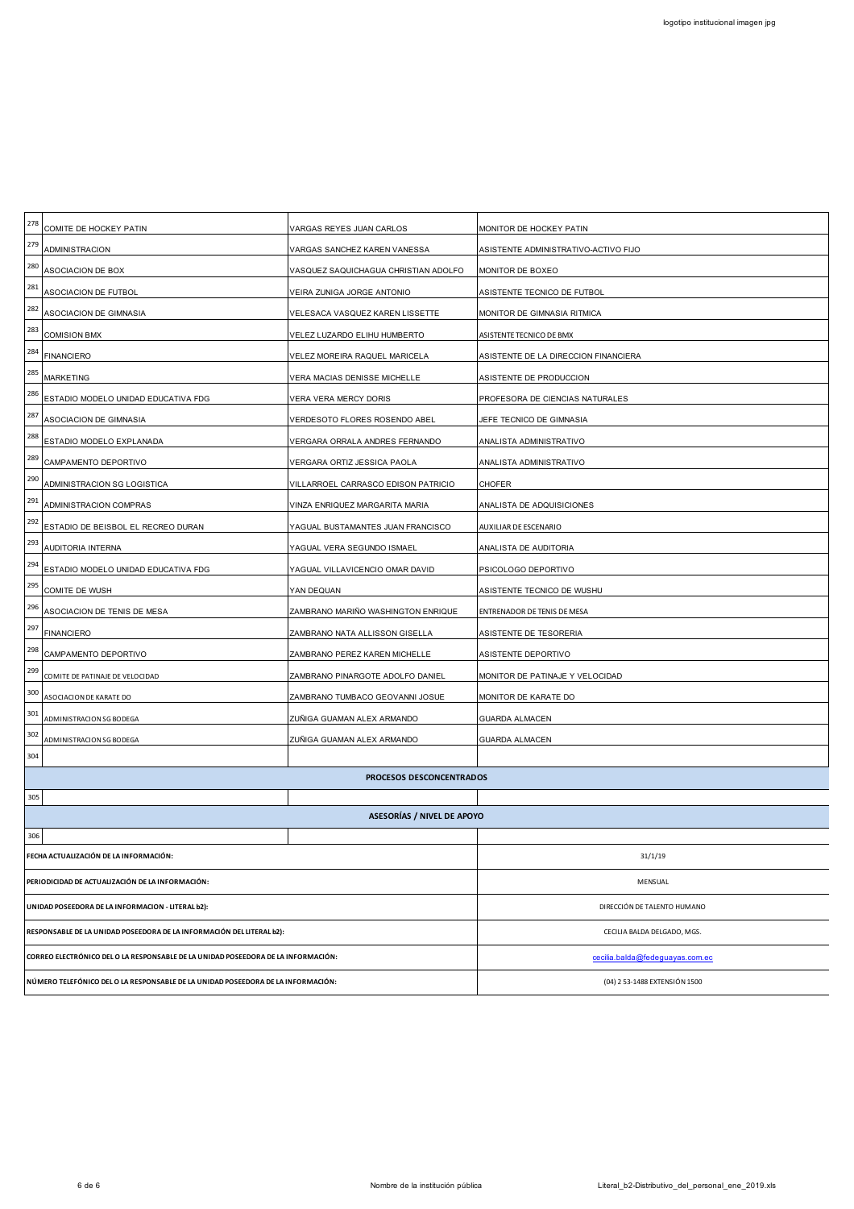| | | | |
|---|---|---|---|
| 278 | COMITE DE HOCKEY PATIN | VARGAS REYES JUAN CARLOS | MONITOR DE HOCKEY PATIN |
| 279 | ADMINISTRACION | VARGAS SANCHEZ KAREN VANESSA | ASISTENTE ADMINISTRATIVO-ACTIVO FIJO |
| 280 | ASOCIACION DE BOX | VASQUEZ SAQUICHAGUA CHRISTIAN ADOLFO | MONITOR DE BOXEO |
| 281 | ASOCIACION DE FUTBOL | VEIRA ZUNIGA JORGE ANTONIO | ASISTENTE TECNICO DE FUTBOL |
| 282 | ASOCIACION DE GIMNASIA | VELESACA VASQUEZ KAREN LISSETTE | MONITOR DE GIMNASIA RITMICA |
| 283 | COMISION BMX | VELEZ LUZARDO ELIHU HUMBERTO | ASISTENTE TECNICO DE BMX |
| 284 | FINANCIERO | VELEZ MOREIRA RAQUEL MARICELA | ASISTENTE DE LA DIRECCION FINANCIERA |
| 285 | MARKETING | VERA MACIAS DENISSE MICHELLE | ASISTENTE DE PRODUCCION |
| 286 | ESTADIO MODELO UNIDAD EDUCATIVA FDG | VERA VERA MERCY DORIS | PROFESORA DE CIENCIAS NATURALES |
| 287 | ASOCIACION DE GIMNASIA | VERDESOTO FLORES ROSENDO ABEL | JEFE TECNICO DE GIMNASIA |
| 288 | ESTADIO MODELO EXPLANADA | VERGARA ORRALA ANDRES FERNANDO | ANALISTA ADMINISTRATIVO |
| 289 | CAMPAMENTO DEPORTIVO | VERGARA ORTIZ JESSICA PAOLA | ANALISTA ADMINISTRATIVO |
| 290 | ADMINISTRACION SG LOGISTICA | VILLARROEL CARRASCO EDISON PATRICIO | CHOFER |
| 291 | ADMINISTRACION COMPRAS | VINZA ENRIQUEZ MARGARITA MARIA | ANALISTA DE ADQUISICIONES |
| 292 | ESTADIO DE BEISBOL EL RECREO DURAN | YAGUAL BUSTAMANTES JUAN FRANCISCO | AUXILIAR DE ESCENARIO |
| 293 | AUDITORIA INTERNA | YAGUAL VERA SEGUNDO ISMAEL | ANALISTA DE AUDITORIA |
| 294 | ESTADIO MODELO UNIDAD EDUCATIVA FDG | YAGUAL VILLAVICENCIO OMAR DAVID | PSICOLOGO DEPORTIVO |
| 295 | COMITE DE WUSH | YAN DEQUAN | ASISTENTE TECNICO DE WUSHU |
| 296 | ASOCIACION DE TENIS DE MESA | ZAMBRANO MARIÑO WASHINGTON ENRIQUE | ENTRENADOR DE TENIS DE MESA |
| 297 | FINANCIERO | ZAMBRANO NATA ALLISSON GISELLA | ASISTENTE DE TESORERIA |
| 298 | CAMPAMENTO DEPORTIVO | ZAMBRANO PEREZ KAREN MICHELLE | ASISTENTE DEPORTIVO |
| 299 | COMITE DE PATINAJE DE VELOCIDAD | ZAMBRANO PINARGOTE ADOLFO DANIEL | MONITOR DE PATINAJE Y VELOCIDAD |
| 300 | ASOCIACION DE KARATE DO | ZAMBRANO TUMBACO GEOVANNI JOSUE | MONITOR DE KARATE DO |
| 301 | ADMINISTRACION SG BODEGA | ZUÑIGA GUAMAN ALEX ARMANDO | GUARDA ALMACEN |
| 302 | ADMINISTRACION SG BODEGA | ZUÑIGA GUAMAN ALEX ARMANDO | GUARDA ALMACEN |
| 304 | | | |
| | | **PROCESOS DESCONCENTRADOS** | |
| 305 | | | |
| | | **ASESORÍAS / NIVEL DE APOYO** | |
| 306 | | | |

| | |
|---|---|
| **FECHA ACTUALIZACIÓN DE LA INFORMACIÓN:** | 31/1/19 |
| **PERIODICIDAD DE ACTUALIZACIÓN DE LA INFORMACIÓN:** | MENSUAL |
| **UNIDAD POSEEDORA DE LA INFORMACION - LITERAL b2):** | DIRECCIÓN DE TALENTO HUMANO |
| **RESPONSABLE DE LA UNIDAD POSEEDORA DE LA INFORMACIÓN DEL LITERAL b2):** | CECILIA BALDA DELGADO, MGS. |
| **CORREO ELECTRÓNICO DEL O LA RESPONSABLE DE LA UNIDAD POSEEDORA DE LA INFORMACIÓN:** | cecilia.balda@fedeguayas.com.ec |
| **NÚMERO TELEFÓNICO DEL O LA RESPONSABLE DE LA UNIDAD POSEEDORA DE LA INFORMACIÓN:** | (04) 2 53-1488 EXTENSIÓN 1500 |